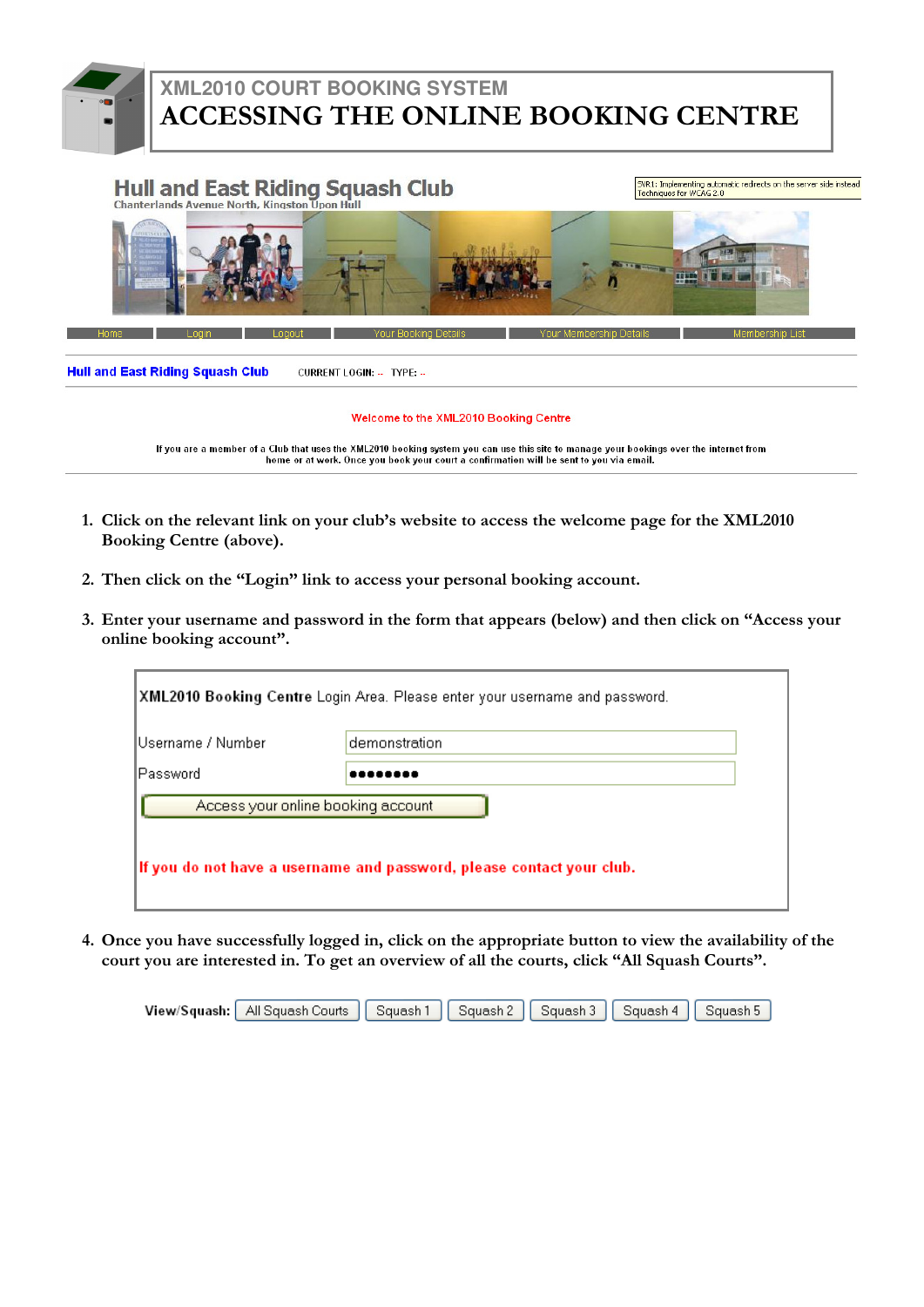# XML2010 COURT BOOKING SYSTEM
# ACCESSING THE ONLINE BOOKING CENTRE

**Hull and East Riding Squash Club**
Chanterlands Avenue North, Kingston Upon Hull

SVR1: Implementing automatic redirects on the server side instead Techniques for WCAG 2.0

Home | Login | Logout | Your Booking Details | Your Membership Details | Membership List

**Hull and East Riding Squash Club** CURRENT LOGIN: -- TYPE: --

Welcome to the XML2010 Booking Centre

If you are a member of a Club that uses the XML2010 booking system you can use this site to manage your bookings over the internet from home or at work. Once you book your court a confirmation will be sent to you via email.

1. **Click on the relevant link on your club's website to access the welcome page for the XML2010 Booking Centre (above).**

2. **Then click on the "Login" link to access your personal booking account.**

3. **Enter your username and password in the form that appears (below) and then click on "Access your online booking account".**

**XML2010 Booking Centre** Login Area. Please enter your username and password.

Username / Number: demonstration

Password: ••••••••

Access your online booking account

If you do not have a username and password, please contact your club.

4. **Once you have successfully logged in, click on the appropriate button to view the availability of the court you are interested in. To get an overview of all the courts, click "All Squash Courts".**

**View/Squash:** All Squash Courts | Squash 1 | Squash 2 | Squash 3 | Squash 4 | Squash 5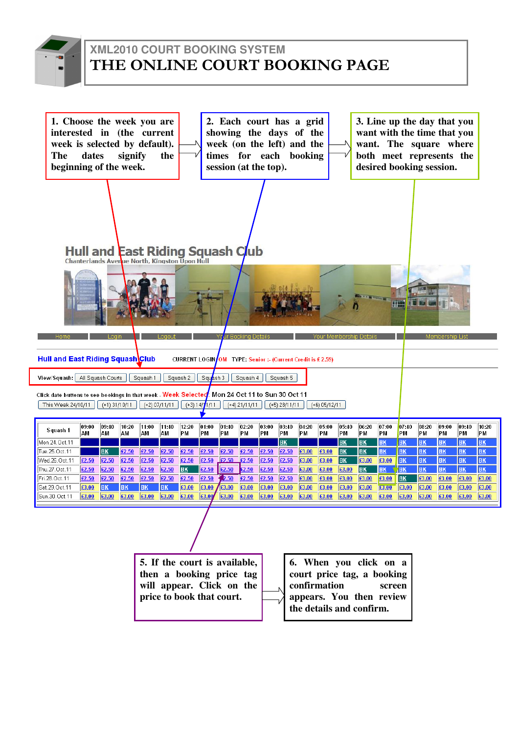# XML2010 COURT BOOKING SYSTEM

# THE ONLINE COURT BOOKING PAGE

1. Choose the week you are interested in (the current week is selected by default). The dates signify the beginning of the week.

2. Each court has a grid showing the days of the week (on the left) and the times for each booking session (at the top).

3. Line up the day that you want with the time that you want. The square where both meet represents the desired booking session.

## Hull and East Riding Squash Club

Chanterlands Avenue North, Kingston Upon Hull

Home | Login | Logout | Your Booking Details | Your Membership Details | Membership List

**Hull and East Riding Squash Club** CURRENT LOGIN: OM TYPE: Senior :- (Current Credit is £ 2.59)

View/Squash: All Squash Courts | Squash 1 | Squash 2 | Squash 3 | Squash 4 | Squash 5

Click date buttons to see bookings in that week - Week Selected: Mon 24 Oct 11 to Sun 30 Oct 11

This Week 24/10/11 | (+1) 31/10/11 | (+2) 07/11/11 | (+3) 14/11/11 | (+4) 21/11/11 | (+5) 28/11/11 | (+6) 05/12/11

| Squash 1 | 09:00 AM | 09:40 AM | 10:20 AM | 11:00 AM | 11:40 AM | 12:20 PM | 01:00 PM | 01:40 PM | 02:20 PM | 03:00 PM | 03:40 PM | 04:20 PM | 05:00 PM | 05:40 PM | 06:20 PM | 07:00 PM | 07:40 PM | 08:20 PM | 09:00 PM | 09:40 PM | 10:20 PM |
|---|---|---|---|---|---|---|---|---|---|---|---|---|---|---|---|---|---|---|---|---|---|
| Mon.24.Oct.11 | | | | | | | | | | | BK | | | BK | BK | BK | BK | BK | BK | BK | BK |
| Tue.25.Oct.11 | | BK | £2.50 | £2.50 | £2.50 | £2.50 | £2.50 | £2.50 | £2.50 | £2.50 | £2.50 | £3.00 | £3.00 | BK | BK | BK | BK | BK | BK | BK | BK |
| Wed.26.Oct.11 | £2.50 | £2.50 | £2.50 | £2.50 | £2.50 | £2.50 | £2.50 | £2.50 | £2.50 | £2.50 | £2.50 | £3.00 | £3.00 | BK | £3.00 | £3.00 | BK | BK | BK | BK | BK |
| Thu.27.Oct.11 | £2.50 | £2.50 | £2.50 | £2.50 | £2.50 | BK | £2.50 | £2.50 | £2.50 | £2.50 | £2.50 | £3.00 | £3.00 | £3.00 | BK | BK | BK | BK | BK | BK | BK |
| Fri.28.Oct.11 | £2.50 | £2.50 | £2.50 | £2.50 | £2.50 | £2.50 | £2.50 | £2.50 | £2.50 | £2.50 | £2.50 | £3.00 | £3.00 | £3.00 | £3.00 | £3.00 | BK | £3.00 | £3.00 | £3.00 | £3.00 |
| Sat.29.Oct.11 | £3.00 | BK | BK | BK | BK | £3.00 | £3.00 | £3.00 | £3.00 | £3.00 | £3.00 | £3.00 | £3.00 | £3.00 | £3.00 | £3.00 | £3.00 | £3.00 | £3.00 | £3.00 | £3.00 |
| Sun.30.Oct.11 | £3.00 | £3.00 | £3.00 | £3.00 | £3.00 | £3.00 | £3.00 | £3.00 | £3.00 | £3.00 | £3.00 | £3.00 | £3.00 | £3.00 | £3.00 | £3.00 | £3.00 | £3.00 | £3.00 | £3.00 | £3.00 |

5. If the court is available, then a booking price tag will appear. Click on the price to book that court.

6. When you click on a court price tag, a booking confirmation screen appears. You then review the details and confirm.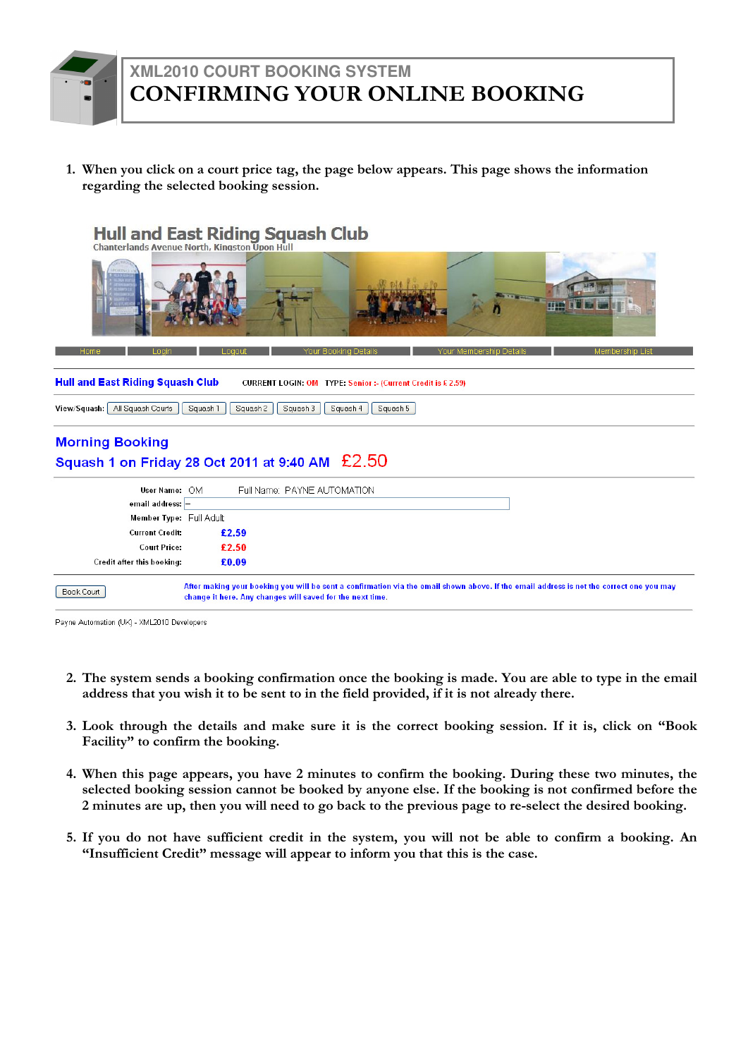# XML2010 COURT BOOKING SYSTEM
# CONFIRMING YOUR ONLINE BOOKING

1. When you click on a court price tag, the page below appears. This page shows the information regarding the selected booking session.

Hull and East Riding Squash Club
Chanterlands Avenue North, Kingston Upon Hull

Home | Login | Logout | Your Booking Details | Your Membership Details | Membership List

**Hull and East Riding Squash Club** CURRENT LOGIN: OM TYPE: Senior :- (Current Credit is £ 2.59)

View/Squash: All Squash Courts | Squash 1 | Squash 2 | Squash 3 | Squash 4 | Squash 5

**Morning Booking**
**Squash 1 on Friday 28 Oct 2011 at 9:40 AM £2.50**

User Name: OM Full Name: PAYNE AUTOMATION
email address: –
Member Type: Full Adult
Current Credit: £2.59
Court Price: £2.50
Credit after this booking: £0.09

Book Court

After making your booking you will be sent a confirmation via the email shown above. If the email address is not the correct one you may change it here. Any changes will saved for the next time.

Payne Automation (UK) - XML2010 Developers

2. The system sends a booking confirmation once the booking is made. You are able to type in the email address that you wish it to be sent to in the field provided, if it is not already there.

3. Look through the details and make sure it is the correct booking session. If it is, click on "Book Facility" to confirm the booking.

4. When this page appears, you have 2 minutes to confirm the booking. During these two minutes, the selected booking session cannot be booked by anyone else. If the booking is not confirmed before the 2 minutes are up, then you will need to go back to the previous page to re-select the desired booking.

5. If you do not have sufficient credit in the system, you will not be able to confirm a booking. An "Insufficient Credit" message will appear to inform you that this is the case.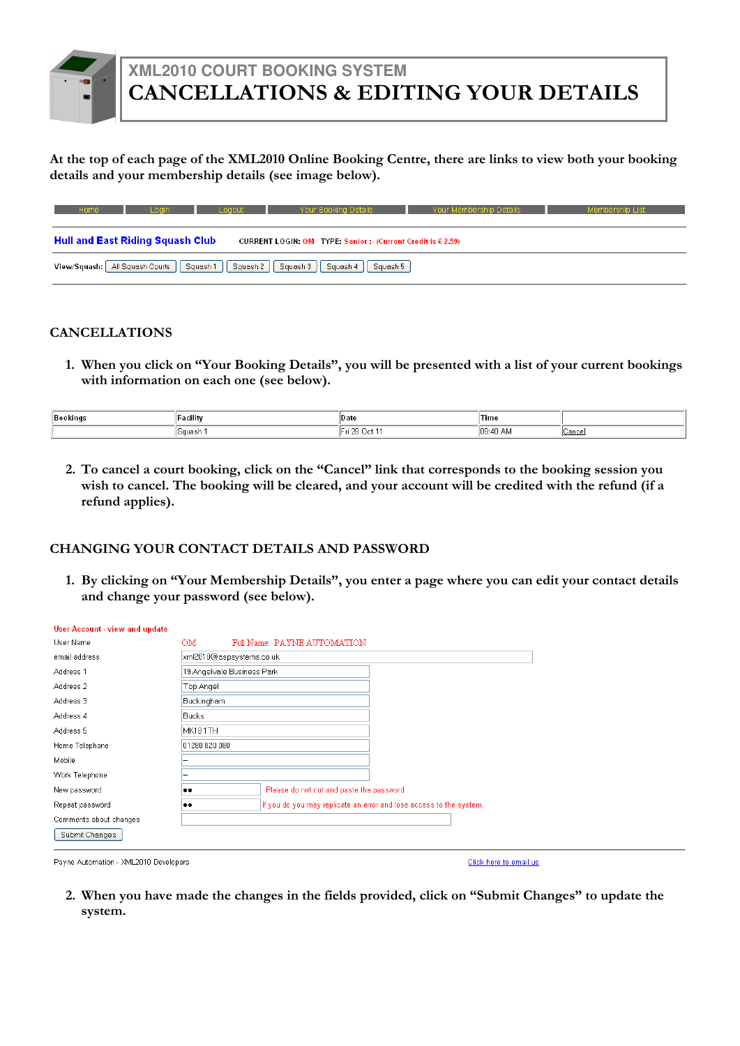# XML2010 COURT BOOKING SYSTEM
# CANCELLATIONS & EDITING YOUR DETAILS

**At the top of each page of the XML2010 Online Booking Centre, there are links to view both your booking details and your membership details (see image below).**

Home | Login | Logout | Your Booking Details | Your Membership Details | Membership List

**Hull and East Riding Squash Club** CURRENT LOGIN: OM TYPE: Senior :- (Current Credit is £ 2.59)

View/Squash: All Squash Courts | Squash 1 | Squash 2 | Squash 3 | Squash 4 | Squash 5

## CANCELLATIONS

1. **When you click on "Your Booking Details", you will be presented with a list of your current bookings with information on each one (see below).**

| Bookings | Facility | Date | Time | |
|---|---|---|---|---|
| | Squash 1 | Fri 28 Oct 11 | 09:40 AM | Cancel |

2. **To cancel a court booking, click on the "Cancel" link that corresponds to the booking session you wish to cancel. The booking will be cleared, and your account will be credited with the refund (if a refund applies).**

## CHANGING YOUR CONTACT DETAILS AND PASSWORD

1. **By clicking on "Your Membership Details", you enter a page where you can edit your contact details and change your password (see below).**

User Account - view and update

| | | |
|---|---|---|
| User Name | OM Full Name: PAYNE AUTOMATION | |
| email address | xml2010@pspsystems.co.uk | |
| Address 1 | 19 Angelvale Business Park | |
| Address 2 | Top Angel | |
| Address 3 | Buckingham | |
| Address 4 | Bucks | |
| Address 5 | MK18 1TH | |
| Home Telephone | 01280 820 080 | |
| Mobile | – | |
| Work Telephone | – | |
| New password | •• | Please do not cut and paste the password |
| Repeat password | •• | If you do you may replicate an error and lose access to the system. |
| Comments about changes | | |

Submit Changes

Payne Automation - XML2010 Developers    Click here to email us

2. **When you have made the changes in the fields provided, click on "Submit Changes" to update the system.**